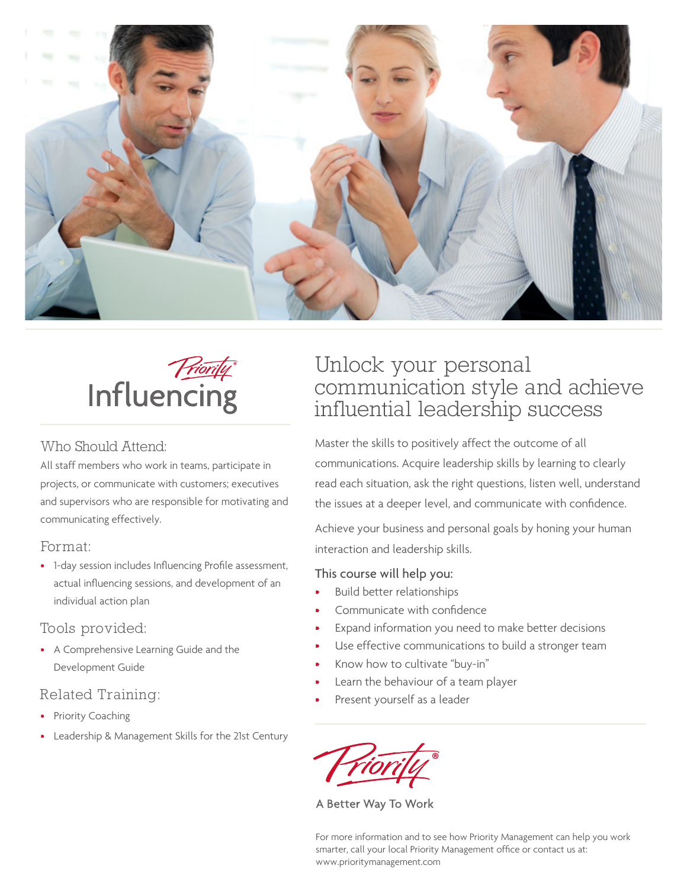Priority®

# Influencing

## Who Should Attend:

All staff members who work in teams, participate in projects, or communicate with customers; executives and supervisors who are responsible for motivating and communicating effectively.

## Format:

- 1-day session includes Influencing Profile assessment, actual influencing sessions, and development of an individual action plan

## Tools provided:

- A Comprehensive Learning Guide and the Development Guide

## Related Training:

- Priority Coaching
- Leadership & Management Skills for the 21st Century

## Unlock your personal communication style and achieve influential leadership success

Master the skills to positively affect the outcome of all communications. Acquire leadership skills by learning to clearly read each situation, ask the right questions, listen well, understand the issues at a deeper level, and communicate with confidence.

Achieve your business and personal goals by honing your human interaction and leadership skills.

### This course will help you:

- Build better relationships
- Communicate with confidence
- Expand information you need to make better decisions
- Use effective communications to build a stronger team
- Know how to cultivate "buy-in"
- Learn the behaviour of a team player
- Present yourself as a leader

Priority®

A Better Way To Work

For more information and to see how Priority Management can help you work smarter, call your local Priority Management office or contact us at: www.prioritymanagement.com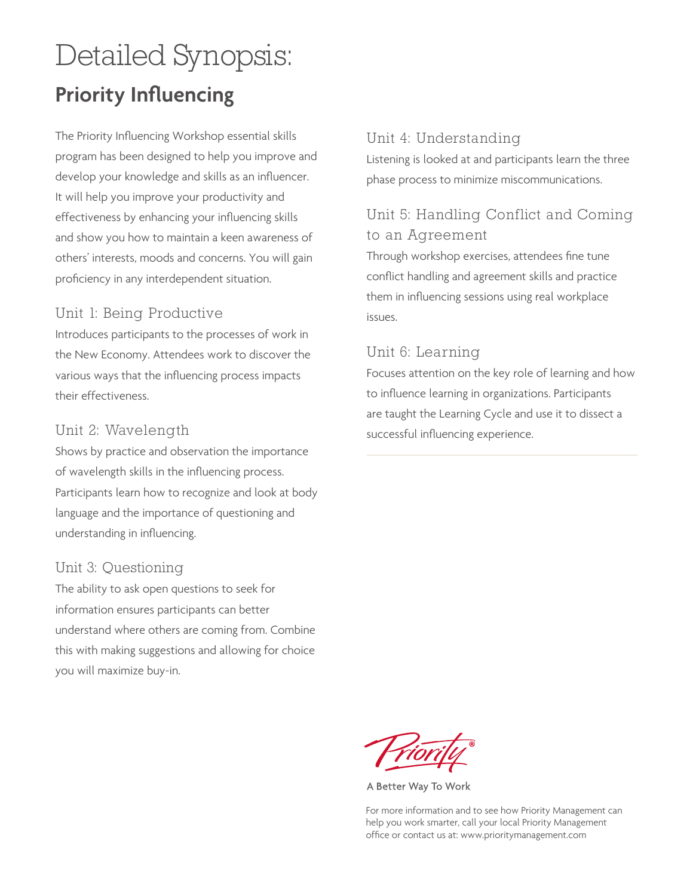# Detailed Synopsis:

## Priority Influencing

The Priority Influencing Workshop essential skills program has been designed to help you improve and develop your knowledge and skills as an influencer. It will help you improve your productivity and effectiveness by enhancing your influencing skills and show you how to maintain a keen awareness of others' interests, moods and concerns. You will gain proficiency in any interdependent situation.

### Unit 1: Being Productive

Introduces participants to the processes of work in the New Economy. Attendees work to discover the various ways that the influencing process impacts their effectiveness.

### Unit 2: Wavelength

Shows by practice and observation the importance of wavelength skills in the influencing process. Participants learn how to recognize and look at body language and the importance of questioning and understanding in influencing.

### Unit 3: Questioning

The ability to ask open questions to seek for information ensures participants can better understand where others are coming from. Combine this with making suggestions and allowing for choice you will maximize buy-in.

### Unit 4: Understanding

Listening is looked at and participants learn the three phase process to minimize miscommunications.

### Unit 5: Handling Conflict and Coming to an Agreement

Through workshop exercises, attendees fine tune conflict handling and agreement skills and practice them in influencing sessions using real workplace issues.

### Unit 6: Learning

Focuses attention on the key role of learning and how to influence learning in organizations. Participants are taught the Learning Cycle and use it to dissect a successful influencing experience.

Priority®

A Better Way To Work

For more information and to see how Priority Management can help you work smarter, call your local Priority Management office or contact us at: www.prioritymanagement.com